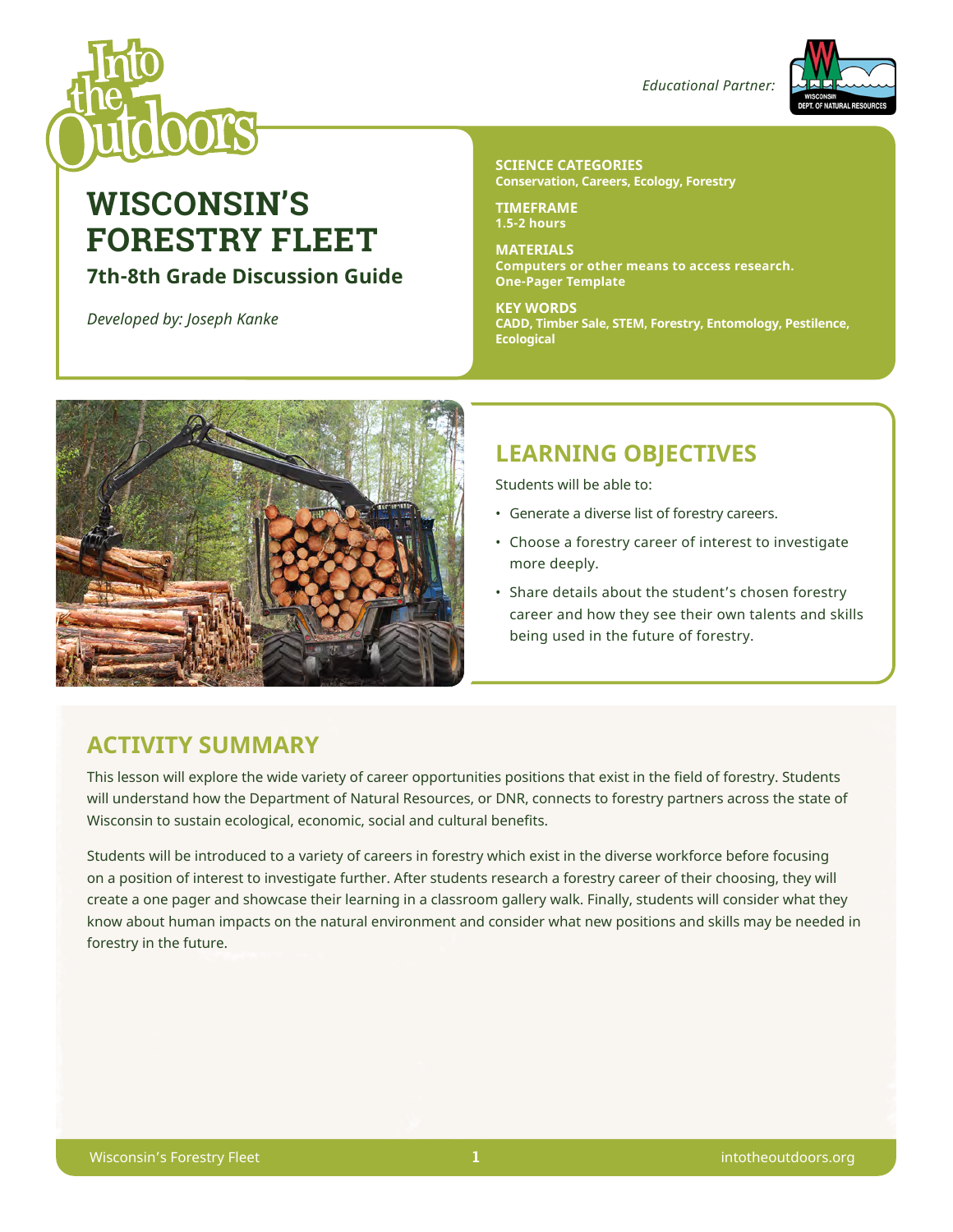Educational Partner:

# WISCONSIN'S FORESTRY FLEET

## 7th-8th Grade Discussion Guide

*Developed by: Joseph Kanke*

**SCIENCE CATEGORIES**
**Conservation, Careers, Ecology, Forestry**

**TIMEFRAME**
**1.5-2 hours**

**MATERIALS**
**Computers or other means to access research.**
**One-Pager Template**

**KEY WORDS**
**CADD, Timber Sale, STEM, Forestry, Entomology, Pestilence, Ecological**

## LEARNING OBJECTIVES

Students will be able to:

- Generate a diverse list of forestry careers.
- Choose a forestry career of interest to investigate more deeply.
- Share details about the student's chosen forestry career and how they see their own talents and skills being used in the future of forestry.

## ACTIVITY SUMMARY

This lesson will explore the wide variety of career opportunities positions that exist in the field of forestry. Students will understand how the Department of Natural Resources, or DNR, connects to forestry partners across the state of Wisconsin to sustain ecological, economic, social and cultural benefits.

Students will be introduced to a variety of careers in forestry which exist in the diverse workforce before focusing on a position of interest to investigate further. After students research a forestry career of their choosing, they will create a one pager and showcase their learning in a classroom gallery walk. Finally, students will consider what they know about human impacts on the natural environment and consider what new positions and skills may be needed in forestry in the future.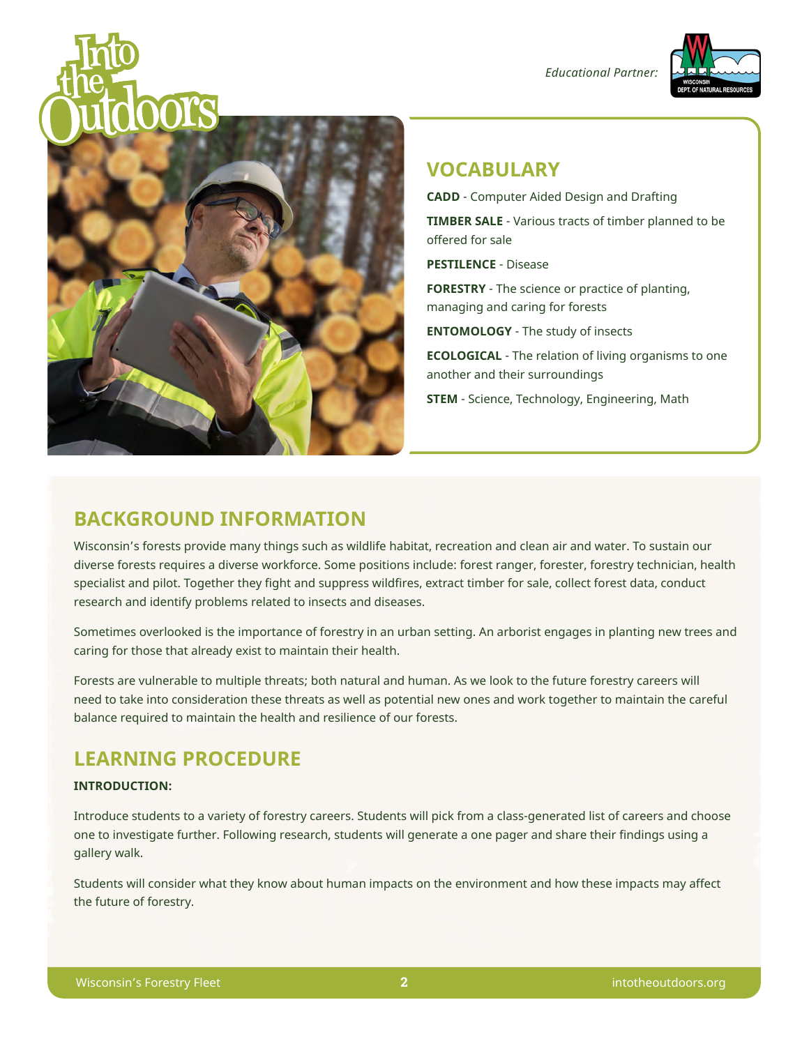## VOCABULARY

**CADD** - Computer Aided Design and Drafting

**TIMBER SALE** - Various tracts of timber planned to be offered for sale

**PESTILENCE** - Disease

**FORESTRY** - The science or practice of planting, managing and caring for forests

**ENTOMOLOGY** - The study of insects

**ECOLOGICAL** - The relation of living organisms to one another and their surroundings

**STEM** - Science, Technology, Engineering, Math

## BACKGROUND INFORMATION

Wisconsin's forests provide many things such as wildlife habitat, recreation and clean air and water. To sustain our diverse forests requires a diverse workforce. Some positions include: forest ranger, forester, forestry technician, health specialist and pilot. Together they fight and suppress wildfires, extract timber for sale, collect forest data, conduct research and identify problems related to insects and diseases.

Sometimes overlooked is the importance of forestry in an urban setting. An arborist engages in planting new trees and caring for those that already exist to maintain their health.

Forests are vulnerable to multiple threats; both natural and human. As we look to the future forestry careers will need to take into consideration these threats as well as potential new ones and work together to maintain the careful balance required to maintain the health and resilience of our forests.

## LEARNING PROCEDURE

**INTRODUCTION:**

Introduce students to a variety of forestry careers. Students will pick from a class-generated list of careers and choose one to investigate further. Following research, students will generate a one pager and share their findings using a gallery walk.

Students will consider what they know about human impacts on the environment and how these impacts may affect the future of forestry.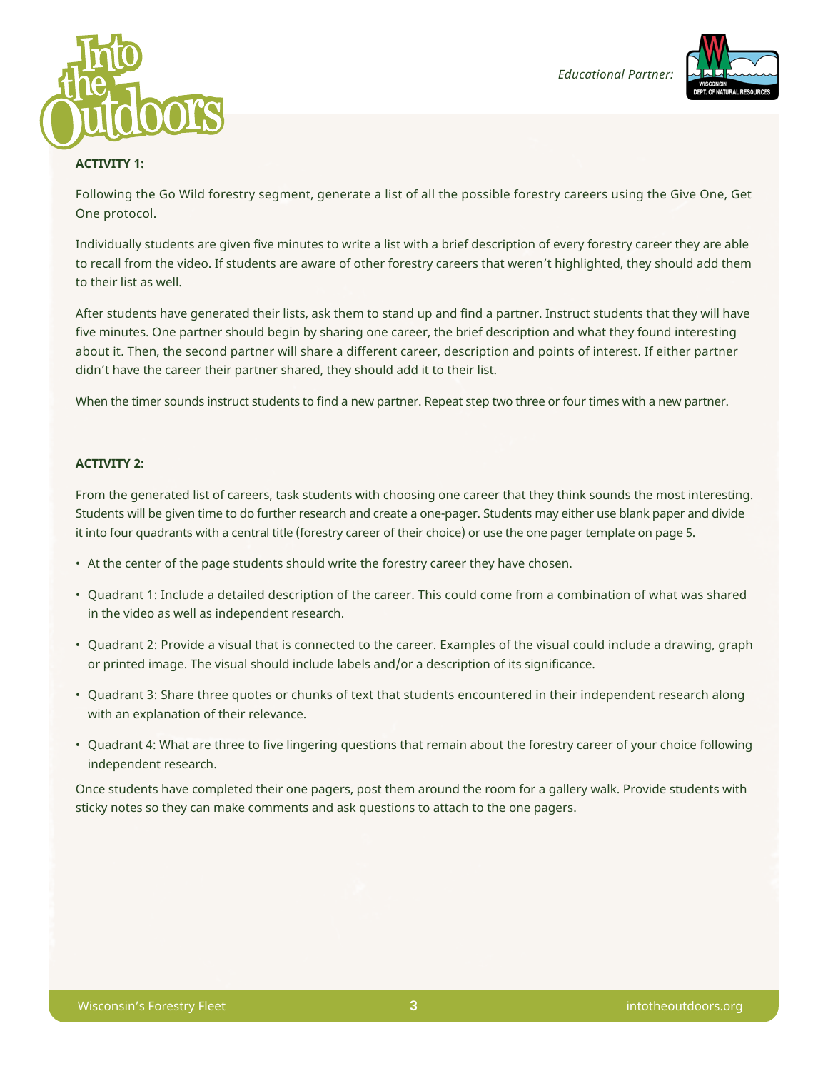**ACTIVITY 1:**

Following the Go Wild forestry segment, generate a list of all the possible forestry careers using the Give One, Get One protocol.

Individually students are given five minutes to write a list with a brief description of every forestry career they are able to recall from the video. If students are aware of other forestry careers that weren't highlighted, they should add them to their list as well.

After students have generated their lists, ask them to stand up and find a partner. Instruct students that they will have five minutes. One partner should begin by sharing one career, the brief description and what they found interesting about it. Then, the second partner will share a different career, description and points of interest. If either partner didn't have the career their partner shared, they should add it to their list.

When the timer sounds instruct students to find a new partner. Repeat step two three or four times with a new partner.

**ACTIVITY 2:**

From the generated list of careers, task students with choosing one career that they think sounds the most interesting. Students will be given time to do further research and create a one-pager. Students may either use blank paper and divide it into four quadrants with a central title (forestry career of their choice) or use the one pager template on page 5.

- At the center of the page students should write the forestry career they have chosen.
- Quadrant 1: Include a detailed description of the career. This could come from a combination of what was shared in the video as well as independent research.
- Quadrant 2: Provide a visual that is connected to the career. Examples of the visual could include a drawing, graph or printed image. The visual should include labels and/or a description of its significance.
- Quadrant 3: Share three quotes or chunks of text that students encountered in their independent research along with an explanation of their relevance.
- Quadrant 4: What are three to five lingering questions that remain about the forestry career of your choice following independent research.

Once students have completed their one pagers, post them around the room for a gallery walk. Provide students with sticky notes so they can make comments and ask questions to attach to the one pagers.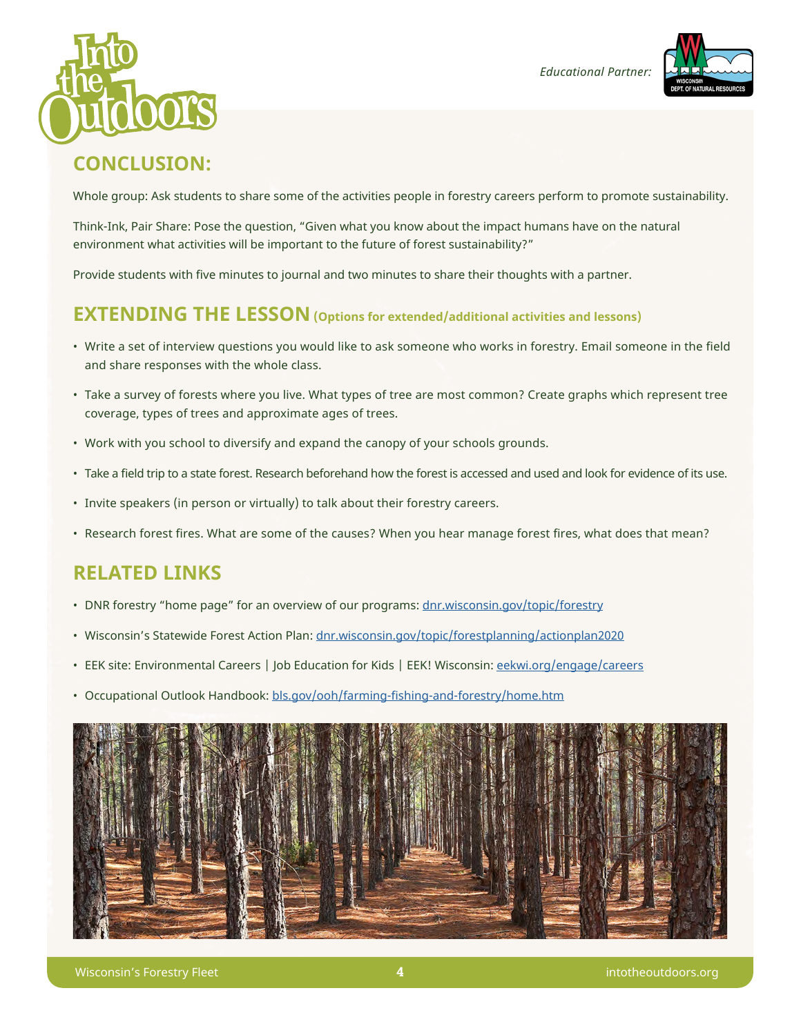## CONCLUSION:

Whole group: Ask students to share some of the activities people in forestry careers perform to promote sustainability.

Think-Ink, Pair Share: Pose the question, "Given what you know about the impact humans have on the natural environment what activities will be important to the future of forest sustainability?"

Provide students with five minutes to journal and two minutes to share their thoughts with a partner.

## EXTENDING THE LESSON (Options for extended/additional activities and lessons)

- Write a set of interview questions you would like to ask someone who works in forestry. Email someone in the field and share responses with the whole class.
- Take a survey of forests where you live. What types of tree are most common? Create graphs which represent tree coverage, types of trees and approximate ages of trees.
- Work with you school to diversify and expand the canopy of your schools grounds.
- Take a field trip to a state forest. Research beforehand how the forest is accessed and used and look for evidence of its use.
- Invite speakers (in person or virtually) to talk about their forestry careers.
- Research forest fires. What are some of the causes? When you hear manage forest fires, what does that mean?

## RELATED LINKS

- DNR forestry "home page" for an overview of our programs: dnr.wisconsin.gov/topic/forestry
- Wisconsin's Statewide Forest Action Plan: dnr.wisconsin.gov/topic/forestplanning/actionplan2020
- EEK site: Environmental Careers | Job Education for Kids | EEK! Wisconsin: eekwi.org/engage/careers
- Occupational Outlook Handbook: bls.gov/ooh/farming-fishing-and-forestry/home.htm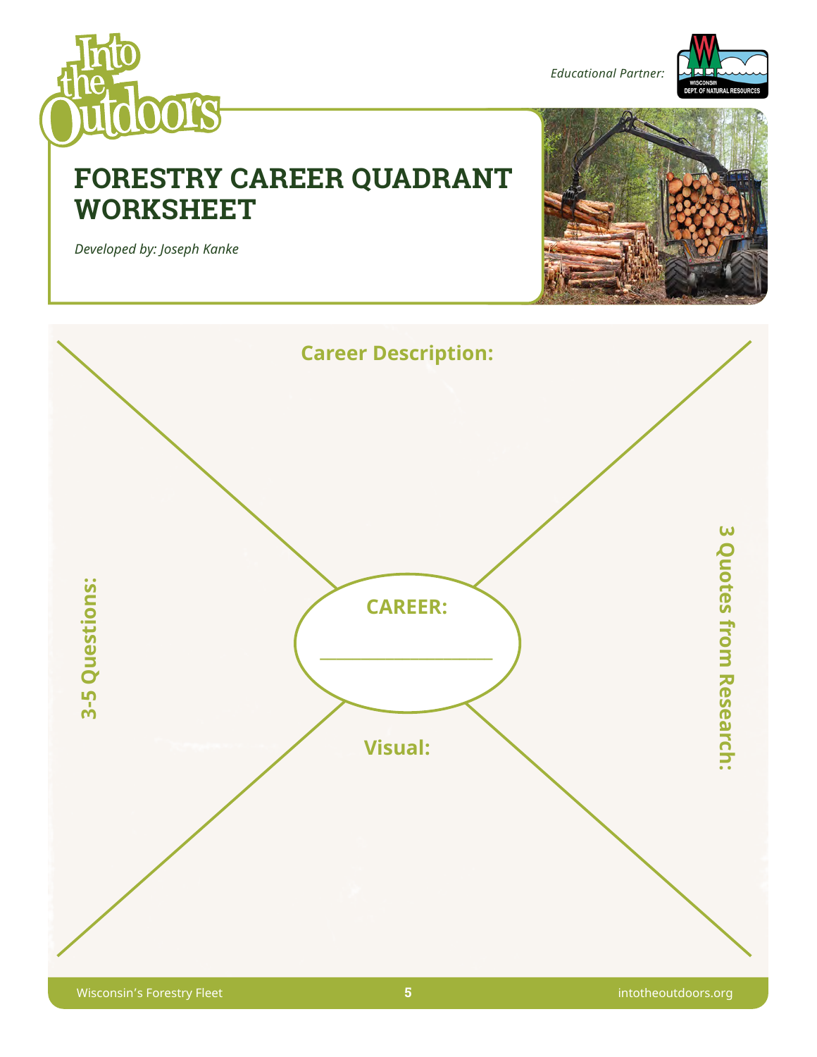Educational Partner:

# FORESTRY CAREER QUADRANT WORKSHEET

*Developed by: Joseph Kanke*

**Career Description:**

**3-5 Questions:**

**CAREER:**

\_\_\_\_\_\_\_\_\_\_\_\_\_\_\_\_\_\_\_\_\_\_

**3 Quotes from Research:**

**Visual:**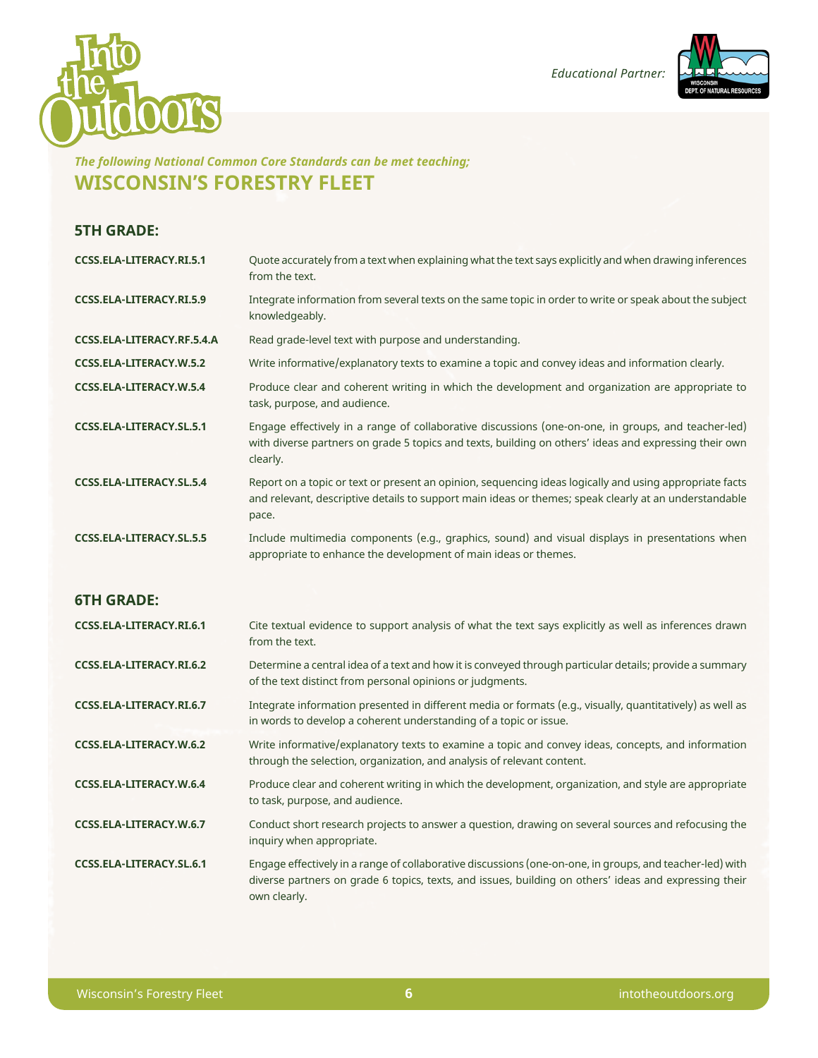Educational Partner:

*The following National Common Core Standards can be met teaching;*

# WISCONSIN'S FORESTRY FLEET

## 5TH GRADE:

| | |
|---|---|
| **CCSS.ELA-LITERACY.RI.5.1** | Quote accurately from a text when explaining what the text says explicitly and when drawing inferences from the text. |
| **CCSS.ELA-LITERACY.RI.5.9** | Integrate information from several texts on the same topic in order to write or speak about the subject knowledgeably. |
| **CCSS.ELA-LITERACY.RF.5.4.A** | Read grade-level text with purpose and understanding. |
| **CCSS.ELA-LITERACY.W.5.2** | Write informative/explanatory texts to examine a topic and convey ideas and information clearly. |
| **CCSS.ELA-LITERACY.W.5.4** | Produce clear and coherent writing in which the development and organization are appropriate to task, purpose, and audience. |
| **CCSS.ELA-LITERACY.SL.5.1** | Engage effectively in a range of collaborative discussions (one-on-one, in groups, and teacher-led) with diverse partners on grade 5 topics and texts, building on others' ideas and expressing their own clearly. |
| **CCSS.ELA-LITERACY.SL.5.4** | Report on a topic or text or present an opinion, sequencing ideas logically and using appropriate facts and relevant, descriptive details to support main ideas or themes; speak clearly at an understandable pace. |
| **CCSS.ELA-LITERACY.SL.5.5** | Include multimedia components (e.g., graphics, sound) and visual displays in presentations when appropriate to enhance the development of main ideas or themes. |

## 6TH GRADE:

| | |
|---|---|
| **CCSS.ELA-LITERACY.RI.6.1** | Cite textual evidence to support analysis of what the text says explicitly as well as inferences drawn from the text. |
| **CCSS.ELA-LITERACY.RI.6.2** | Determine a central idea of a text and how it is conveyed through particular details; provide a summary of the text distinct from personal opinions or judgments. |
| **CCSS.ELA-LITERACY.RI.6.7** | Integrate information presented in different media or formats (e.g., visually, quantitatively) as well as in words to develop a coherent understanding of a topic or issue. |
| **CCSS.ELA-LITERACY.W.6.2** | Write informative/explanatory texts to examine a topic and convey ideas, concepts, and information through the selection, organization, and analysis of relevant content. |
| **CCSS.ELA-LITERACY.W.6.4** | Produce clear and coherent writing in which the development, organization, and style are appropriate to task, purpose, and audience. |
| **CCSS.ELA-LITERACY.W.6.7** | Conduct short research projects to answer a question, drawing on several sources and refocusing the inquiry when appropriate. |
| **CCSS.ELA-LITERACY.SL.6.1** | Engage effectively in a range of collaborative discussions (one-on-one, in groups, and teacher-led) with diverse partners on grade 6 topics, texts, and issues, building on others' ideas and expressing their own clearly. |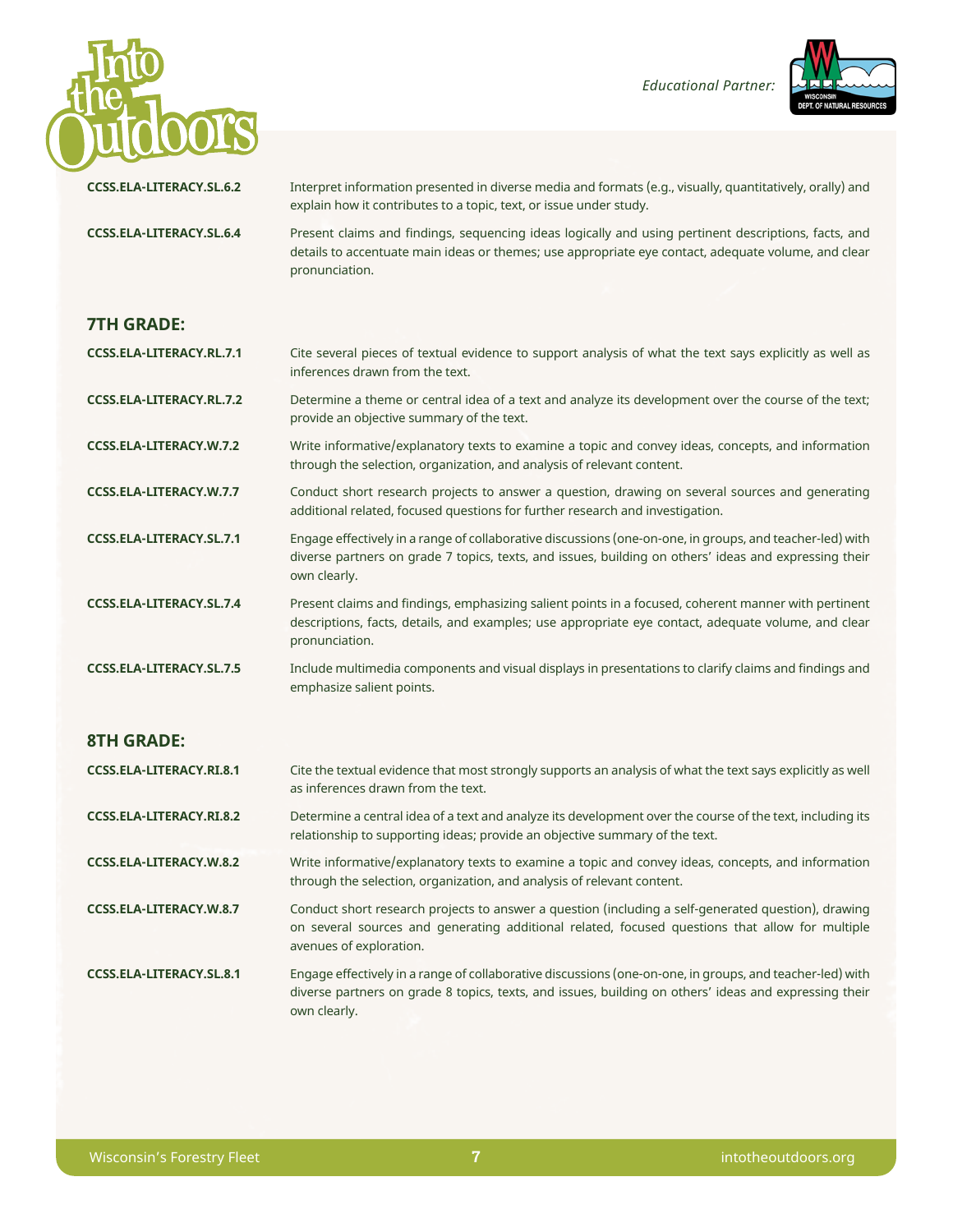| | |
|---|---|
| **CCSS.ELA-LITERACY.SL.6.2** | Interpret information presented in diverse media and formats (e.g., visually, quantitatively, orally) and explain how it contributes to a topic, text, or issue under study. |
| **CCSS.ELA-LITERACY.SL.6.4** | Present claims and findings, sequencing ideas logically and using pertinent descriptions, facts, and details to accentuate main ideas or themes; use appropriate eye contact, adequate volume, and clear pronunciation. |

## 7TH GRADE:

| | |
|---|---|
| **CCSS.ELA-LITERACY.RL.7.1** | Cite several pieces of textual evidence to support analysis of what the text says explicitly as well as inferences drawn from the text. |
| **CCSS.ELA-LITERACY.RL.7.2** | Determine a theme or central idea of a text and analyze its development over the course of the text; provide an objective summary of the text. |
| **CCSS.ELA-LITERACY.W.7.2** | Write informative/explanatory texts to examine a topic and convey ideas, concepts, and information through the selection, organization, and analysis of relevant content. |
| **CCSS.ELA-LITERACY.W.7.7** | Conduct short research projects to answer a question, drawing on several sources and generating additional related, focused questions for further research and investigation. |
| **CCSS.ELA-LITERACY.SL.7.1** | Engage effectively in a range of collaborative discussions (one-on-one, in groups, and teacher-led) with diverse partners on grade 7 topics, texts, and issues, building on others' ideas and expressing their own clearly. |
| **CCSS.ELA-LITERACY.SL.7.4** | Present claims and findings, emphasizing salient points in a focused, coherent manner with pertinent descriptions, facts, details, and examples; use appropriate eye contact, adequate volume, and clear pronunciation. |
| **CCSS.ELA-LITERACY.SL.7.5** | Include multimedia components and visual displays in presentations to clarify claims and findings and emphasize salient points. |

## 8TH GRADE:

| | |
|---|---|
| **CCSS.ELA-LITERACY.RI.8.1** | Cite the textual evidence that most strongly supports an analysis of what the text says explicitly as well as inferences drawn from the text. |
| **CCSS.ELA-LITERACY.RI.8.2** | Determine a central idea of a text and analyze its development over the course of the text, including its relationship to supporting ideas; provide an objective summary of the text. |
| **CCSS.ELA-LITERACY.W.8.2** | Write informative/explanatory texts to examine a topic and convey ideas, concepts, and information through the selection, organization, and analysis of relevant content. |
| **CCSS.ELA-LITERACY.W.8.7** | Conduct short research projects to answer a question (including a self-generated question), drawing on several sources and generating additional related, focused questions that allow for multiple avenues of exploration. |
| **CCSS.ELA-LITERACY.SL.8.1** | Engage effectively in a range of collaborative discussions (one-on-one, in groups, and teacher-led) with diverse partners on grade 8 topics, texts, and issues, building on others' ideas and expressing their own clearly. |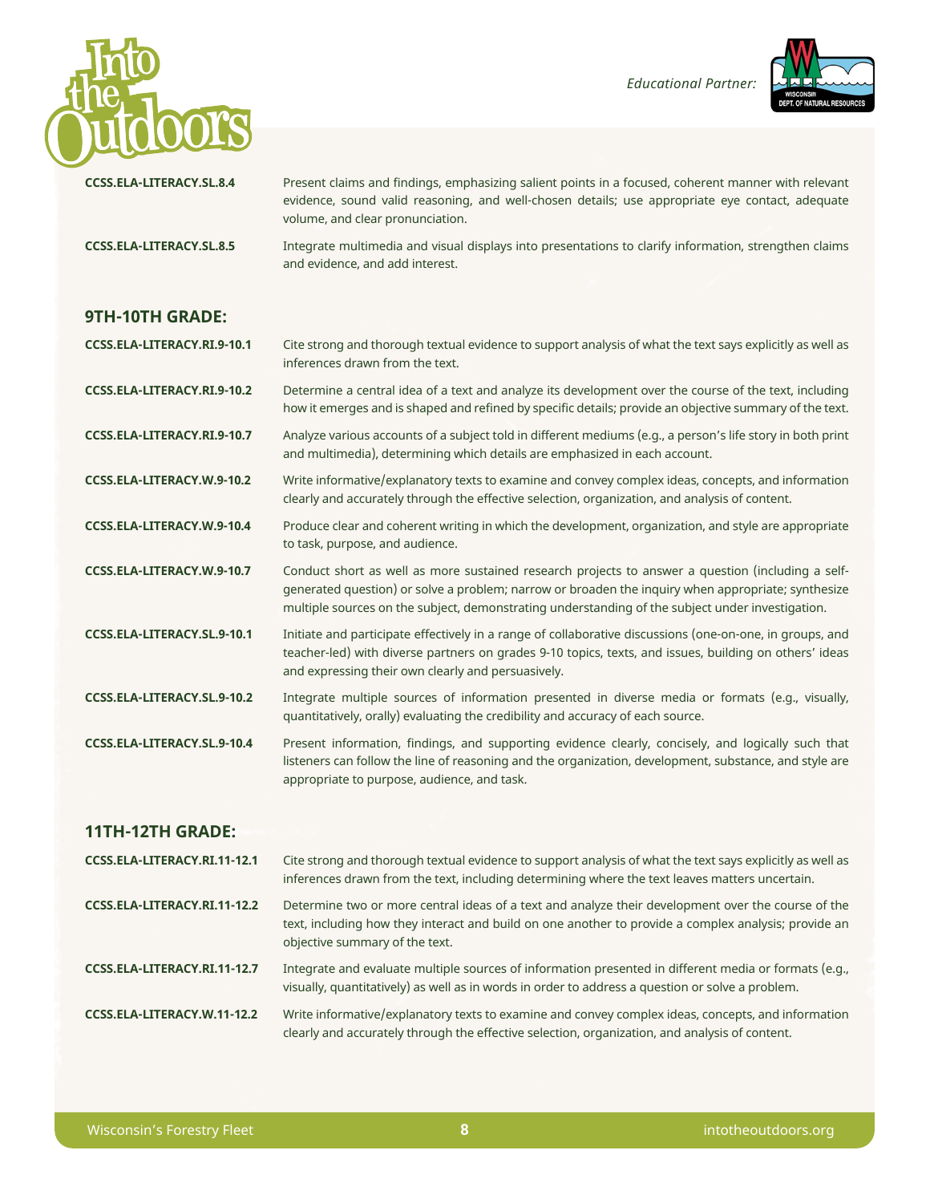| | |
|---|---|
| **CCSS.ELA-LITERACY.SL.8.4** | Present claims and findings, emphasizing salient points in a focused, coherent manner with relevant evidence, sound valid reasoning, and well-chosen details; use appropriate eye contact, adequate volume, and clear pronunciation. |
| **CCSS.ELA-LITERACY.SL.8.5** | Integrate multimedia and visual displays into presentations to clarify information, strengthen claims and evidence, and add interest. |

### 9TH-10TH GRADE:

| | |
|---|---|
| **CCSS.ELA-LITERACY.RI.9-10.1** | Cite strong and thorough textual evidence to support analysis of what the text says explicitly as well as inferences drawn from the text. |
| **CCSS.ELA-LITERACY.RI.9-10.2** | Determine a central idea of a text and analyze its development over the course of the text, including how it emerges and is shaped and refined by specific details; provide an objective summary of the text. |
| **CCSS.ELA-LITERACY.RI.9-10.7** | Analyze various accounts of a subject told in different mediums (e.g., a person's life story in both print and multimedia), determining which details are emphasized in each account. |
| **CCSS.ELA-LITERACY.W.9-10.2** | Write informative/explanatory texts to examine and convey complex ideas, concepts, and information clearly and accurately through the effective selection, organization, and analysis of content. |
| **CCSS.ELA-LITERACY.W.9-10.4** | Produce clear and coherent writing in which the development, organization, and style are appropriate to task, purpose, and audience. |
| **CCSS.ELA-LITERACY.W.9-10.7** | Conduct short as well as more sustained research projects to answer a question (including a self-generated question) or solve a problem; narrow or broaden the inquiry when appropriate; synthesize multiple sources on the subject, demonstrating understanding of the subject under investigation. |
| **CCSS.ELA-LITERACY.SL.9-10.1** | Initiate and participate effectively in a range of collaborative discussions (one-on-one, in groups, and teacher-led) with diverse partners on grades 9-10 topics, texts, and issues, building on others' ideas and expressing their own clearly and persuasively. |
| **CCSS.ELA-LITERACY.SL.9-10.2** | Integrate multiple sources of information presented in diverse media or formats (e.g., visually, quantitatively, orally) evaluating the credibility and accuracy of each source. |
| **CCSS.ELA-LITERACY.SL.9-10.4** | Present information, findings, and supporting evidence clearly, concisely, and logically such that listeners can follow the line of reasoning and the organization, development, substance, and style are appropriate to purpose, audience, and task. |

### 11TH-12TH GRADE:

| | |
|---|---|
| **CCSS.ELA-LITERACY.RI.11-12.1** | Cite strong and thorough textual evidence to support analysis of what the text says explicitly as well as inferences drawn from the text, including determining where the text leaves matters uncertain. |
| **CCSS.ELA-LITERACY.RI.11-12.2** | Determine two or more central ideas of a text and analyze their development over the course of the text, including how they interact and build on one another to provide a complex analysis; provide an objective summary of the text. |
| **CCSS.ELA-LITERACY.RI.11-12.7** | Integrate and evaluate multiple sources of information presented in different media or formats (e.g., visually, quantitatively) as well as in words in order to address a question or solve a problem. |
| **CCSS.ELA-LITERACY.W.11-12.2** | Write informative/explanatory texts to examine and convey complex ideas, concepts, and information clearly and accurately through the effective selection, organization, and analysis of content. |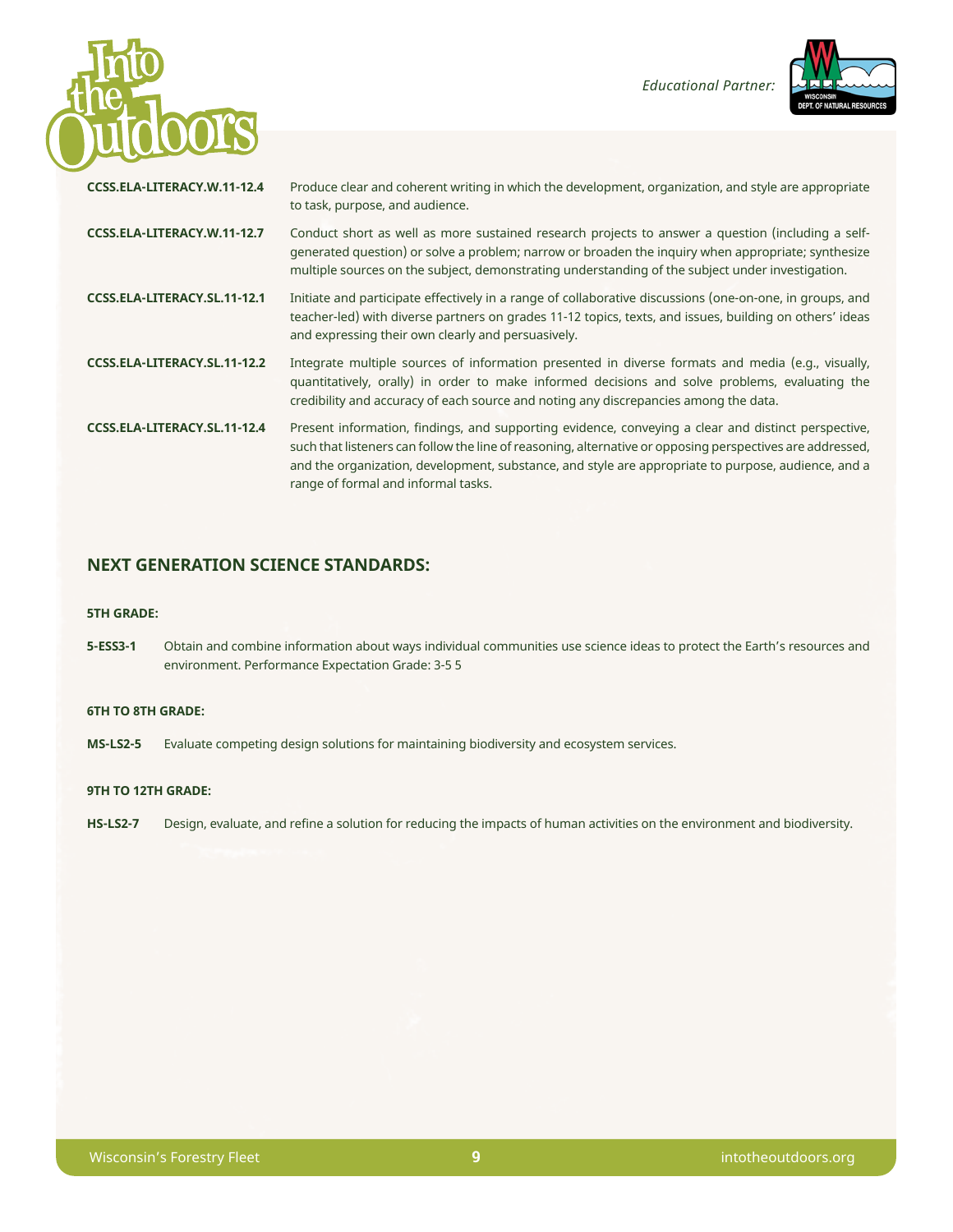| | |
|---|---|
| **CCSS.ELA-LITERACY.W.11-12.4** | Produce clear and coherent writing in which the development, organization, and style are appropriate to task, purpose, and audience. |
| **CCSS.ELA-LITERACY.W.11-12.7** | Conduct short as well as more sustained research projects to answer a question (including a self-generated question) or solve a problem; narrow or broaden the inquiry when appropriate; synthesize multiple sources on the subject, demonstrating understanding of the subject under investigation. |
| **CCSS.ELA-LITERACY.SL.11-12.1** | Initiate and participate effectively in a range of collaborative discussions (one-on-one, in groups, and teacher-led) with diverse partners on grades 11-12 topics, texts, and issues, building on others' ideas and expressing their own clearly and persuasively. |
| **CCSS.ELA-LITERACY.SL.11-12.2** | Integrate multiple sources of information presented in diverse formats and media (e.g., visually, quantitatively, orally) in order to make informed decisions and solve problems, evaluating the credibility and accuracy of each source and noting any discrepancies among the data. |
| **CCSS.ELA-LITERACY.SL.11-12.4** | Present information, findings, and supporting evidence, conveying a clear and distinct perspective, such that listeners can follow the line of reasoning, alternative or opposing perspectives are addressed, and the organization, development, substance, and style are appropriate to purpose, audience, and a range of formal and informal tasks. |

## NEXT GENERATION SCIENCE STANDARDS:

### 5TH GRADE:

**5-ESS3-1** Obtain and combine information about ways individual communities use science ideas to protect the Earth's resources and environment. Performance Expectation Grade: 3-5 5

### 6TH TO 8TH GRADE:

**MS-LS2-5** Evaluate competing design solutions for maintaining biodiversity and ecosystem services.

### 9TH TO 12TH GRADE:

**HS-LS2-7** Design, evaluate, and refine a solution for reducing the impacts of human activities on the environment and biodiversity.